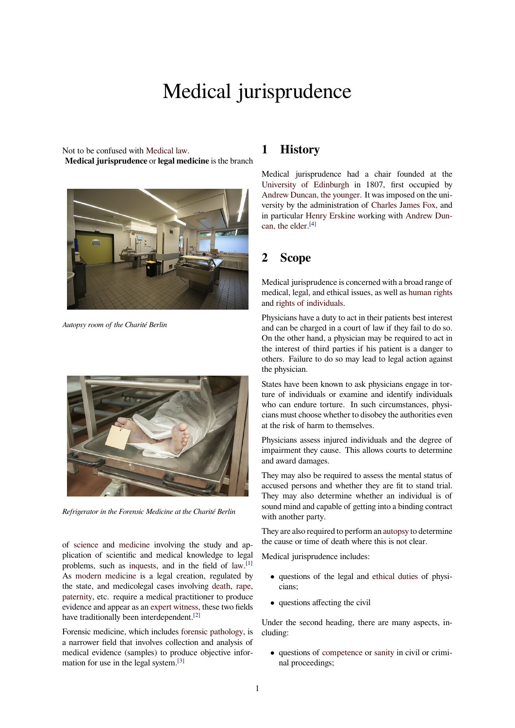# Medical jurisprudence

Not to be confused with Medical law.

**Medical jurisprudence** or **legal medicine** is the branch of science and medicine involving the study and application of scientific and medical knowledge to legal problems, such as inquests, and in the field of law.[1] As modern medicine is a legal creation, regulated by the state, and medicolegal cases involving death, rape, paternity, etc. require a medical practitioner to produce evidence and appear as an expert witness, these two fields have traditionally been interdependent.[2]

*Autopsy room of the Charité Berlin*

*Refrigerator in the Forensic Medicine at the Charité Berlin*

Forensic medicine, which includes forensic pathology, is a narrower field that involves collection and analysis of medical evidence (samples) to produce objective information for use in the legal system.[3]

## 1 History

Medical jurisprudence had a chair founded at the University of Edinburgh in 1807, first occupied by Andrew Duncan, the younger. It was imposed on the university by the administration of Charles James Fox, and in particular Henry Erskine working with Andrew Duncan, the elder.[4]

## 2 Scope

Medical jurisprudence is concerned with a broad range of medical, legal, and ethical issues, as well as human rights and rights of individuals.

Physicians have a duty to act in their patients best interest and can be charged in a court of law if they fail to do so. On the other hand, a physician may be required to act in the interest of third parties if his patient is a danger to others. Failure to do so may lead to legal action against the physician.

States have been known to ask physicians engage in torture of individuals or examine and identify individuals who can endure torture. In such circumstances, physicians must choose whether to disobey the authorities even at the risk of harm to themselves.

Physicians assess injured individuals and the degree of impairment they cause. This allows courts to determine and award damages.

They may also be required to assess the mental status of accused persons and whether they are fit to stand trial. They may also determine whether an individual is of sound mind and capable of getting into a binding contract with another party.

They are also required to perform an autopsy to determine the cause or time of death where this is not clear.

Medical jurisprudence includes:

- questions of the legal and ethical duties of physicians;
- questions affecting the civil

Under the second heading, there are many aspects, including:

- questions of competence or sanity in civil or criminal proceedings;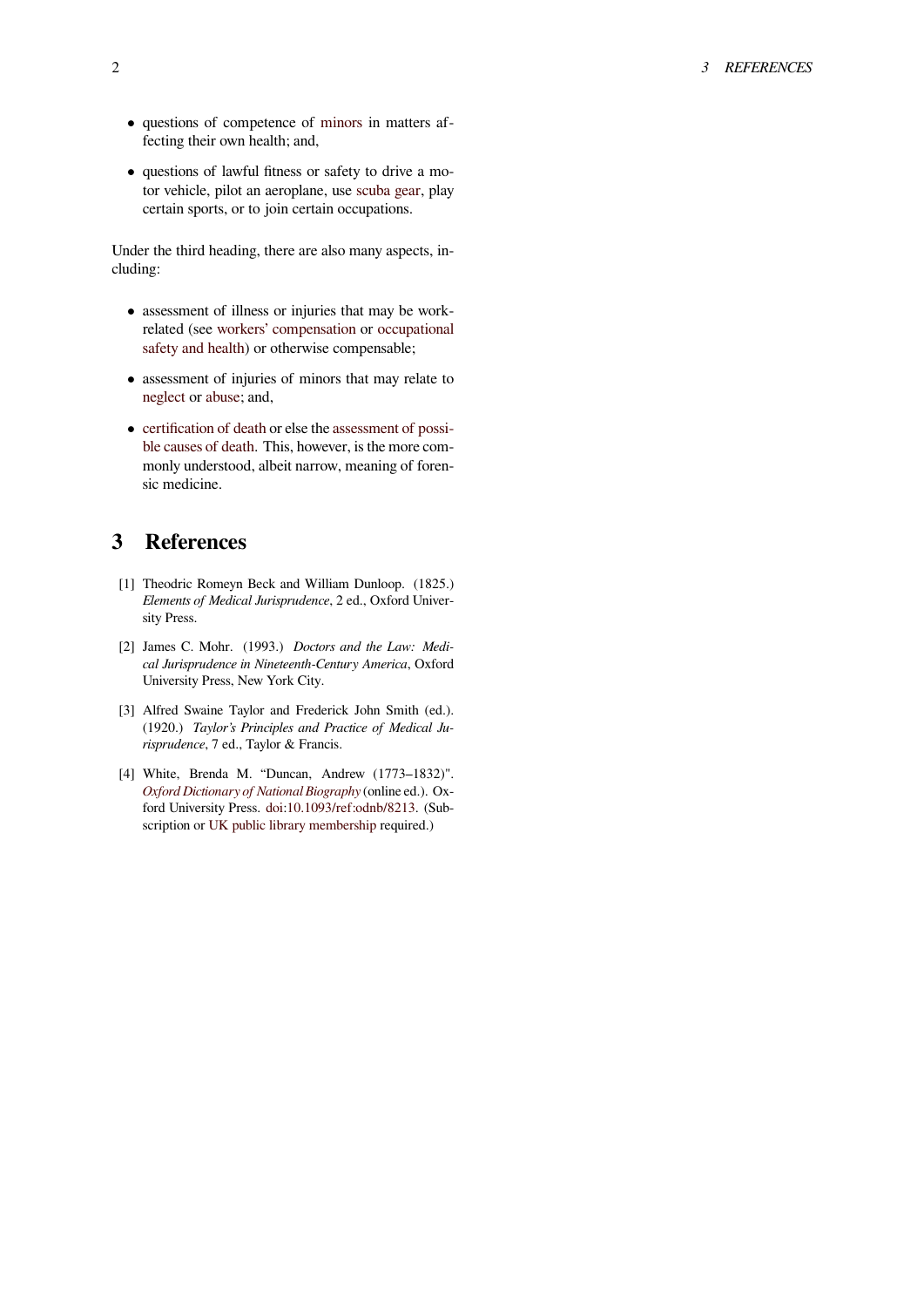- questions of competence of minors in matters affecting their own health; and,
- questions of lawful fitness or safety to drive a motor vehicle, pilot an aeroplane, use scuba gear, play certain sports, or to join certain occupations.

Under the third heading, there are also many aspects, including:

- assessment of illness or injuries that may be work-related (see workers' compensation or occupational safety and health) or otherwise compensable;
- assessment of injuries of minors that may relate to neglect or abuse; and,
- certification of death or else the assessment of possible causes of death. This, however, is the more commonly understood, albeit narrow, meaning of forensic medicine.

## 3 References

[1] Theodric Romeyn Beck and William Dunloop. (1825.) *Elements of Medical Jurisprudence*, 2 ed., Oxford University Press.

[2] James C. Mohr. (1993.) *Doctors and the Law: Medical Jurisprudence in Nineteenth-Century America*, Oxford University Press, New York City.

[3] Alfred Swaine Taylor and Frederick John Smith (ed.). (1920.) *Taylor's Principles and Practice of Medical Jurisprudence*, 7 ed., Taylor & Francis.

[4] White, Brenda M. "Duncan, Andrew (1773–1832)". *Oxford Dictionary of National Biography* (online ed.). Oxford University Press. doi:10.1093/ref:odnb/8213. (Subscription or UK public library membership required.)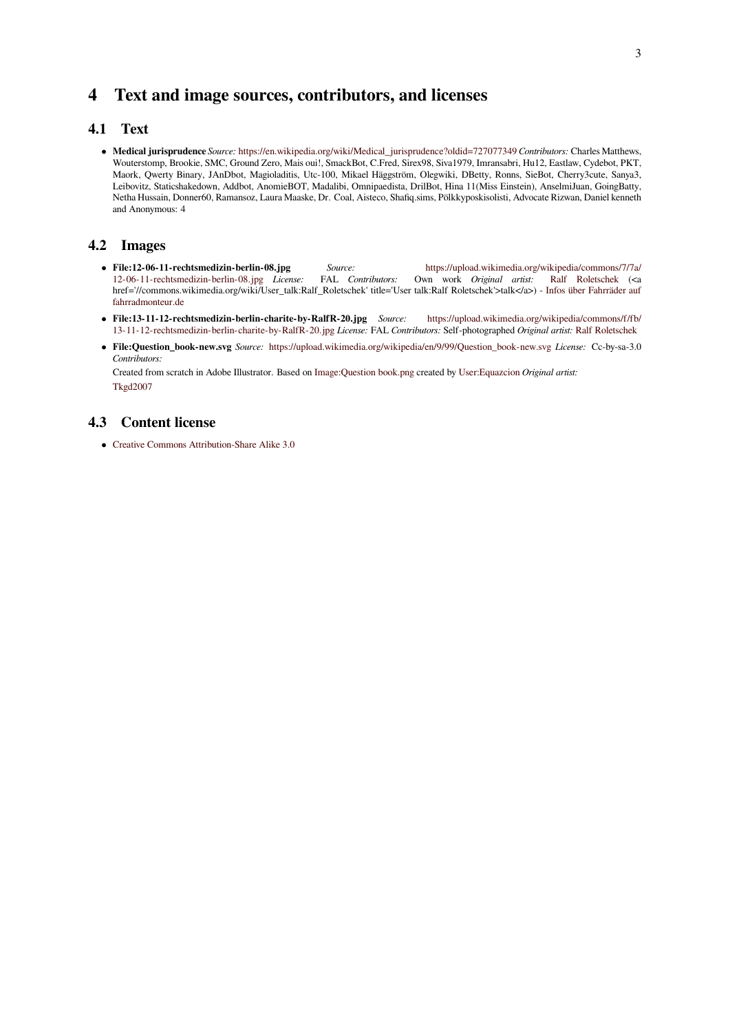# 4 Text and image sources, contributors, and licenses

## 4.1 Text

- **Medical jurisprudence** *Source:* https://en.wikipedia.org/wiki/Medical_jurisprudence?oldid=727077349 *Contributors:* Charles Matthews, Wouterstomp, Brookie, SMC, Ground Zero, Mais oui!, SmackBot, C.Fred, Sirex98, Siva1979, Imransabri, Hu12, Eastlaw, Cydebot, PKT, Maork, Qwerty Binary, JAnDbot, Magioladitis, Utc-100, Mikael Häggström, Olegwiki, DBetty, Ronns, SieBot, Cherry3cute, Sanya3, Leibovitz, Staticshakedown, Addbot, AnomieBOT, Madalibi, Omnipaedista, DrilBot, Hina 11(Miss Einstein), AnselmiJuan, GoingBatty, Netha Hussain, Donner60, Ramansoz, Laura Maaske, Dr. Coal, Aisteco, Shafiq.sims, Pölkkyposkisolisti, Advocate Rizwan, Daniel kenneth and Anonymous: 4

## 4.2 Images

- **File:12-06-11-rechtsmedizin-berlin-08.jpg** *Source:* https://upload.wikimedia.org/wikipedia/commons/7/7a/12-06-11-rechtsmedizin-berlin-08.jpg *License:* FAL *Contributors:* Own work *Original artist:* Ralf Roletschek (<a href='//commons.wikimedia.org/wiki/User_talk:Ralf_Roletschek' title='User talk:Ralf Roletschek'>talk</a>) - Infos über Fahrräder auf fahrradmonteur.de
- **File:13-11-12-rechtsmedizin-berlin-charite-by-RalfR-20.jpg** *Source:* https://upload.wikimedia.org/wikipedia/commons/f/fb/13-11-12-rechtsmedizin-berlin-charite-by-RalfR-20.jpg *License:* FAL *Contributors:* Self-photographed *Original artist:* Ralf Roletschek
- **File:Question_book-new.svg** *Source:* https://upload.wikimedia.org/wikipedia/en/9/99/Question_book-new.svg *License:* Cc-by-sa-3.0 *Contributors:*

  Created from scratch in Adobe Illustrator. Based on Image:Question book.png created by User:Equazcion *Original artist:* Tkgd2007

## 4.3 Content license

- Creative Commons Attribution-Share Alike 3.0